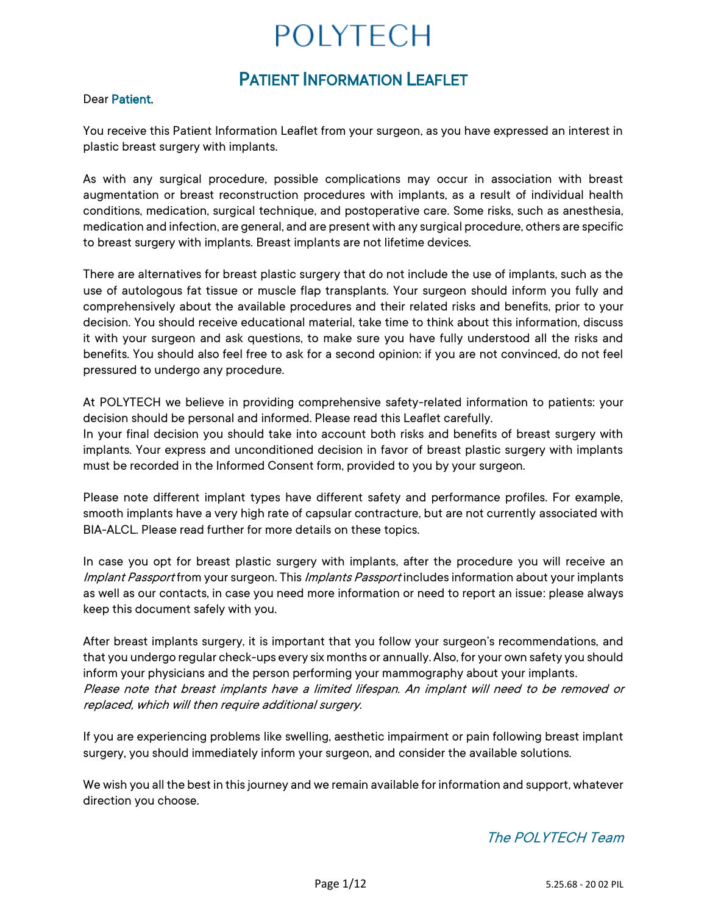# POLYTECH

## Patient Information Leaflet

Dear **Patient**,

You receive this Patient Information Leaflet from your surgeon, as you have expressed an interest in plastic breast surgery with implants.

As with any surgical procedure, possible complications may occur in association with breast augmentation or breast reconstruction procedures with implants, as a result of individual health conditions, medication, surgical technique, and postoperative care. Some risks, such as anesthesia, medication and infection, are general, and are present with any surgical procedure, others are specific to breast surgery with implants. Breast implants are not lifetime devices.

There are alternatives for breast plastic surgery that do not include the use of implants, such as the use of autologous fat tissue or muscle flap transplants. Your surgeon should inform you fully and comprehensively about the available procedures and their related risks and benefits, prior to your decision. You should receive educational material, take time to think about this information, discuss it with your surgeon and ask questions, to make sure you have fully understood all the risks and benefits. You should also feel free to ask for a second opinion: if you are not convinced, do not feel pressured to undergo any procedure.

At POLYTECH we believe in providing comprehensive safety-related information to patients: your decision should be personal and informed. Please read this Leaflet carefully.
In your final decision you should take into account both risks and benefits of breast surgery with implants. Your express and unconditioned decision in favor of breast plastic surgery with implants must be recorded in the Informed Consent form, provided to you by your surgeon.

Please note different implant types have different safety and performance profiles. For example, smooth implants have a very high rate of capsular contracture, but are not currently associated with BIA-ALCL. Please read further for more details on these topics.

In case you opt for breast plastic surgery with implants, after the procedure you will receive an *Implant Passport* from your surgeon. This *Implants Passport* includes information about your implants as well as our contacts, in case you need more information or need to report an issue: please always keep this document safely with you.

After breast implants surgery, it is important that you follow your surgeon's recommendations, and that you undergo regular check-ups every six months or annually. Also, for your own safety you should inform your physicians and the person performing your mammography about your implants.
*Please note that breast implants have a limited lifespan. An implant will need to be removed or replaced, which will then require additional surgery.*

If you are experiencing problems like swelling, aesthetic impairment or pain following breast implant surgery, you should immediately inform your surgeon, and consider the available solutions.

We wish you all the best in this journey and we remain available for information and support, whatever direction you choose.

*The POLYTECH Team*

5.25.68 - 20 02 PIL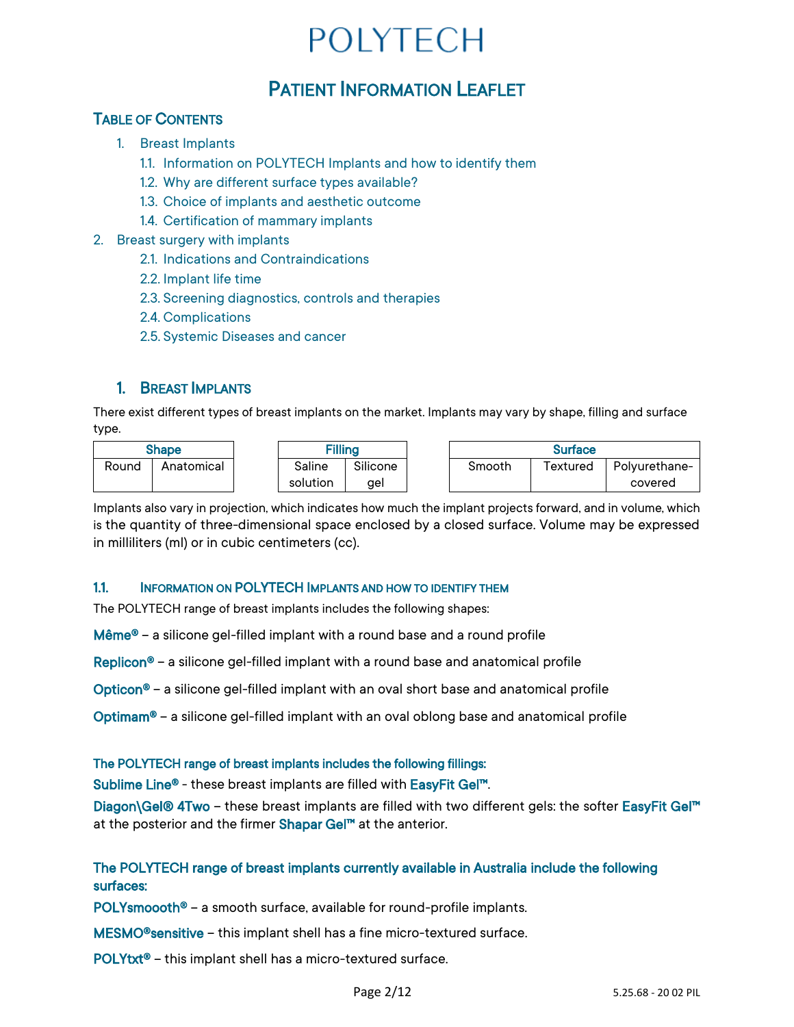# POLYTECH

## Patient Information Leaflet

### Table of Contents

1. Breast Implants
   - 1.1. Information on POLYTECH Implants and how to identify them
   - 1.2. Why are different surface types available?
   - 1.3. Choice of implants and aesthetic outcome
   - 1.4. Certification of mammary implants
2. Breast surgery with implants
   - 2.1. Indications and Contraindications
   - 2.2. Implant life time
   - 2.3. Screening diagnostics, controls and therapies
   - 2.4. Complications
   - 2.5. Systemic Diseases and cancer

## 1. Breast Implants

There exist different types of breast implants on the market. Implants may vary by shape, filling and surface type.

| Shape | |
|---|---|
| Round | Anatomical |

| Filling | |
|---|---|
| Saline solution | Silicone gel |

| Surface | | |
|---|---|---|
| Smooth | Textured | Polyurethane-covered |

Implants also vary in projection, which indicates how much the implant projects forward, and in volume, which is the quantity of three-dimensional space enclosed by a closed surface. Volume may be expressed in milliliters (ml) or in cubic centimeters (cc).

### 1.1. Information on POLYTECH Implants and how to identify them

The POLYTECH range of breast implants includes the following shapes:

**Même®** – a silicone gel-filled implant with a round base and a round profile

**Replicon®** – a silicone gel-filled implant with a round base and anatomical profile

**Opticon®** – a silicone gel-filled implant with an oval short base and anatomical profile

**Optimam®** – a silicone gel-filled implant with an oval oblong base and anatomical profile

**The POLYTECH range of breast implants includes the following fillings:**

**Sublime Line®** - these breast implants are filled with **EasyFit Gel™**.

**Diagon\Gel® 4Two** – these breast implants are filled with two different gels: the softer **EasyFit Gel™** at the posterior and the firmer **Shapar Gel™** at the anterior.

**The POLYTECH range of breast implants currently available in Australia include the following surfaces:**

**POLYsmoooth®** – a smooth surface, available for round-profile implants.

**MESMO®sensitive** – this implant shell has a fine micro-textured surface.

**POLYtxt®** – this implant shell has a micro-textured surface.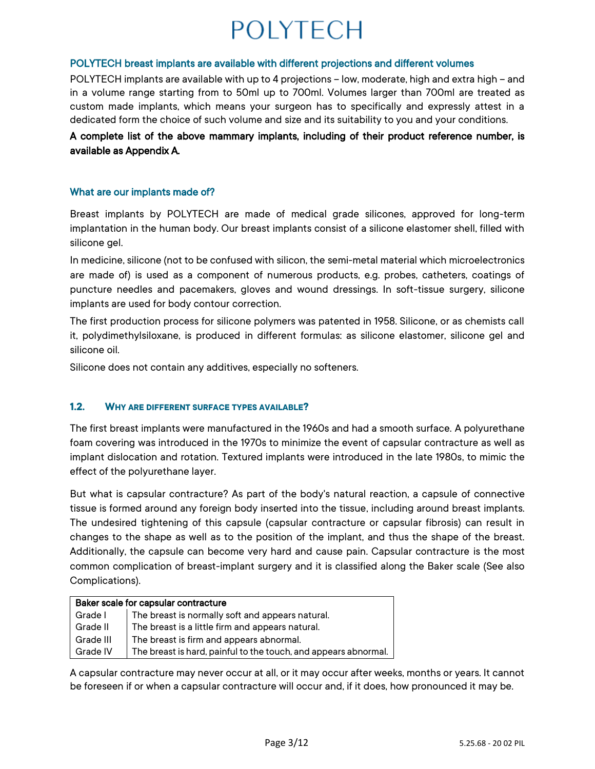### POLYTECH breast implants are available with different projections and different volumes

POLYTECH implants are available with up to 4 projections – low, moderate, high and extra high – and in a volume range starting from to 50ml up to 700ml. Volumes larger than 700ml are treated as custom made implants, which means your surgeon has to specifically and expressly attest in a dedicated form the choice of such volume and size and its suitability to you and your conditions.

**A complete list of the above mammary implants, including of their product reference number, is available as Appendix A.**

### What are our implants made of?

Breast implants by POLYTECH are made of medical grade silicones, approved for long-term implantation in the human body. Our breast implants consist of a silicone elastomer shell, filled with silicone gel.

In medicine, silicone (not to be confused with silicon, the semi-metal material which microelectronics are made of) is used as a component of numerous products, e.g. probes, catheters, coatings of puncture needles and pacemakers, gloves and wound dressings. In soft-tissue surgery, silicone implants are used for body contour correction.

The first production process for silicone polymers was patented in 1958. Silicone, or as chemists call it, polydimethylsiloxane, is produced in different formulas: as silicone elastomer, silicone gel and silicone oil.

Silicone does not contain any additives, especially no softeners.

## 1.2. Why are different surface types available?

The first breast implants were manufactured in the 1960s and had a smooth surface. A polyurethane foam covering was introduced in the 1970s to minimize the event of capsular contracture as well as implant dislocation and rotation. Textured implants were introduced in the late 1980s, to mimic the effect of the polyurethane layer.

But what is capsular contracture? As part of the body's natural reaction, a capsule of connective tissue is formed around any foreign body inserted into the tissue, including around breast implants. The undesired tightening of this capsule (capsular contracture or capsular fibrosis) can result in changes to the shape as well as to the position of the implant, and thus the shape of the breast. Additionally, the capsule can become very hard and cause pain. Capsular contracture is the most common complication of breast-implant surgery and it is classified along the Baker scale (See also Complications).

| Baker scale for capsular contracture | |
|---|---|
| Grade I | The breast is normally soft and appears natural. |
| Grade II | The breast is a little firm and appears natural. |
| Grade III | The breast is firm and appears abnormal. |
| Grade IV | The breast is hard, painful to the touch, and appears abnormal. |

A capsular contracture may never occur at all, or it may occur after weeks, months or years. It cannot be foreseen if or when a capsular contracture will occur and, if it does, how pronounced it may be.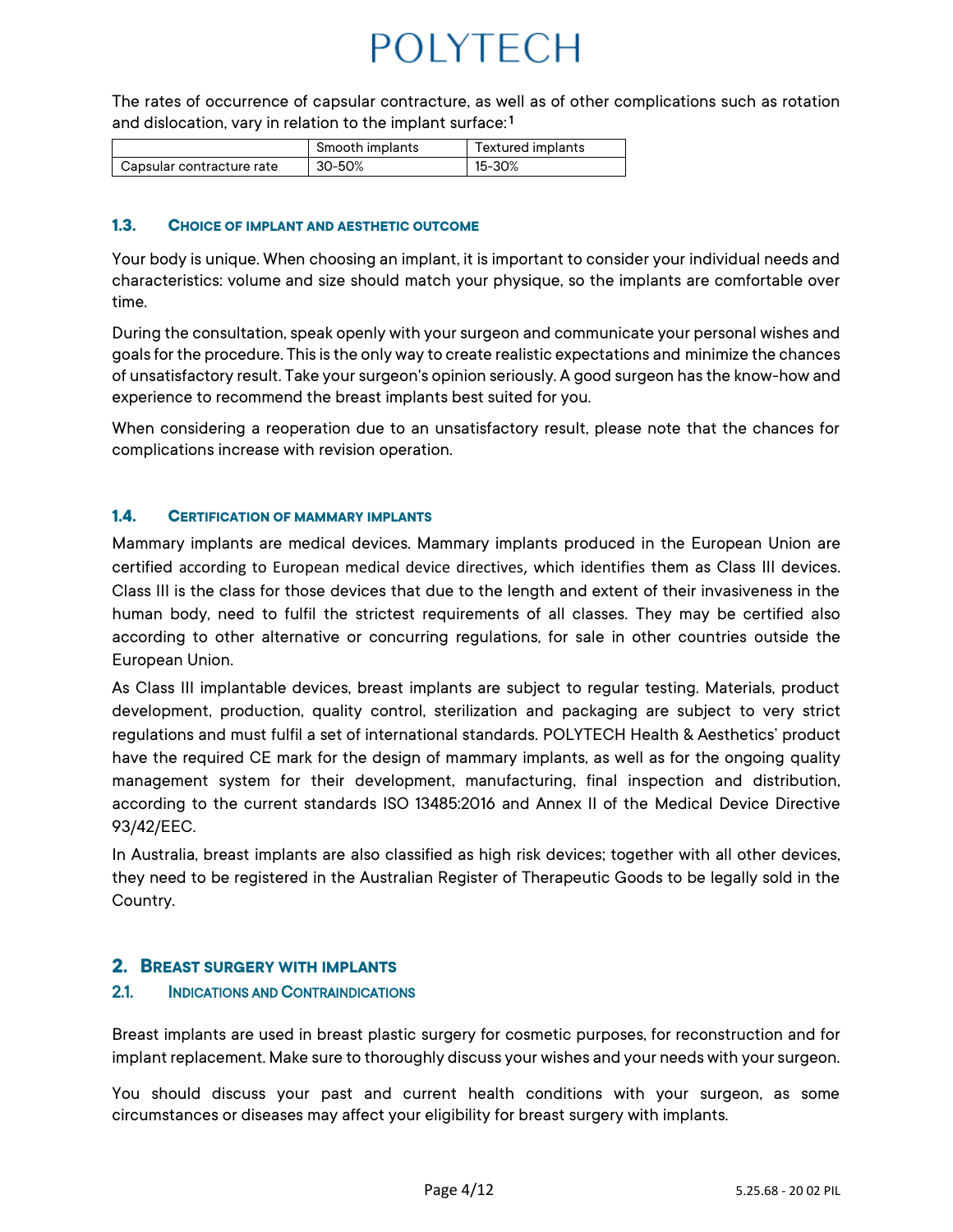The rates of occurrence of capsular contracture, as well as of other complications such as rotation and dislocation, vary in relation to the implant surface:[1]

| | Smooth implants | Textured implants |
|---|---|---|
| Capsular contracture rate | 30-50% | 15-30% |

### 1.3. Choice of implant and aesthetic outcome

Your body is unique. When choosing an implant, it is important to consider your individual needs and characteristics: volume and size should match your physique, so the implants are comfortable over time.

During the consultation, speak openly with your surgeon and communicate your personal wishes and goals for the procedure. This is the only way to create realistic expectations and minimize the chances of unsatisfactory result. Take your surgeon's opinion seriously. A good surgeon has the know-how and experience to recommend the breast implants best suited for you.

When considering a reoperation due to an unsatisfactory result, please note that the chances for complications increase with revision operation.

### 1.4. Certification of mammary implants

Mammary implants are medical devices. Mammary implants produced in the European Union are certified according to European medical device directives, which identifies them as Class III devices. Class III is the class for those devices that due to the length and extent of their invasiveness in the human body, need to fulfil the strictest requirements of all classes. They may be certified also according to other alternative or concurring regulations, for sale in other countries outside the European Union.

As Class III implantable devices, breast implants are subject to regular testing. Materials, product development, production, quality control, sterilization and packaging are subject to very strict regulations and must fulfil a set of international standards. POLYTECH Health & Aesthetics' product have the required CE mark for the design of mammary implants, as well as for the ongoing quality management system for their development, manufacturing, final inspection and distribution, according to the current standards ISO 13485:2016 and Annex II of the Medical Device Directive 93/42/EEC.

In Australia, breast implants are also classified as high risk devices; together with all other devices, they need to be registered in the Australian Register of Therapeutic Goods to be legally sold in the Country.

## 2. Breast surgery with implants

### 2.1. Indications and Contraindications

Breast implants are used in breast plastic surgery for cosmetic purposes, for reconstruction and for implant replacement. Make sure to thoroughly discuss your wishes and your needs with your surgeon.

You should discuss your past and current health conditions with your surgeon, as some circumstances or diseases may affect your eligibility for breast surgery with implants.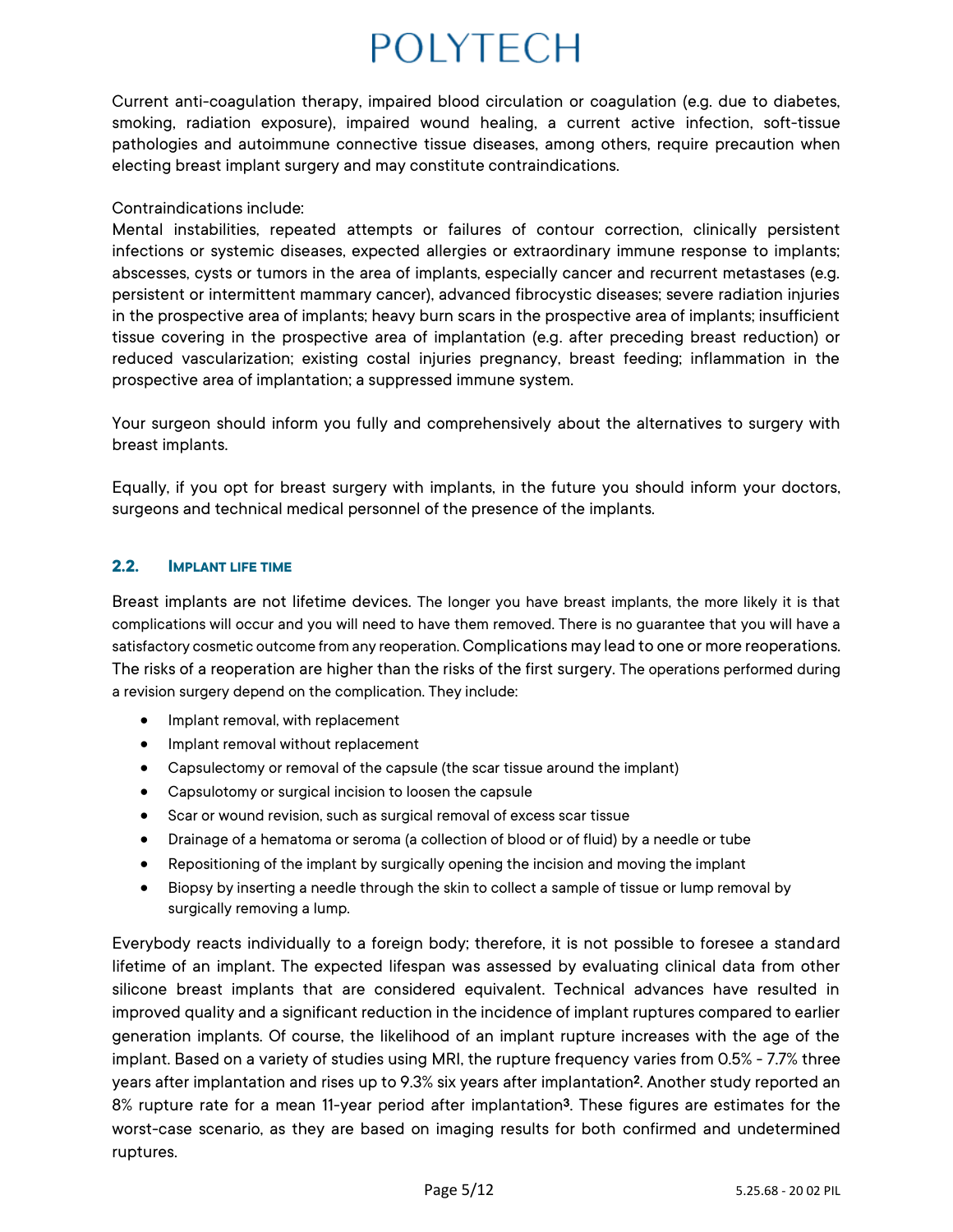Current anti-coagulation therapy, impaired blood circulation or coagulation (e.g. due to diabetes, smoking, radiation exposure), impaired wound healing, a current active infection, soft-tissue pathologies and autoimmune connective tissue diseases, among others, require precaution when electing breast implant surgery and may constitute contraindications.

Contraindications include:
Mental instabilities, repeated attempts or failures of contour correction, clinically persistent infections or systemic diseases, expected allergies or extraordinary immune response to implants; abscesses, cysts or tumors in the area of implants, especially cancer and recurrent metastases (e.g. persistent or intermittent mammary cancer), advanced fibrocystic diseases; severe radiation injuries in the prospective area of implants; heavy burn scars in the prospective area of implants; insufficient tissue covering in the prospective area of implantation (e.g. after preceding breast reduction) or reduced vascularization; existing costal injuries pregnancy, breast feeding; inflammation in the prospective area of implantation; a suppressed immune system.

Your surgeon should inform you fully and comprehensively about the alternatives to surgery with breast implants.

Equally, if you opt for breast surgery with implants, in the future you should inform your doctors, surgeons and technical medical personnel of the presence of the implants.

### 2.2. Implant life time

Breast implants are not lifetime devices. The longer you have breast implants, the more likely it is that complications will occur and you will need to have them removed. There is no guarantee that you will have a satisfactory cosmetic outcome from any reoperation. Complications may lead to one or more reoperations. The risks of a reoperation are higher than the risks of the first surgery. The operations performed during a revision surgery depend on the complication. They include:

- Implant removal, with replacement
- Implant removal without replacement
- Capsulectomy or removal of the capsule (the scar tissue around the implant)
- Capsulotomy or surgical incision to loosen the capsule
- Scar or wound revision, such as surgical removal of excess scar tissue
- Drainage of a hematoma or seroma (a collection of blood or of fluid) by a needle or tube
- Repositioning of the implant by surgically opening the incision and moving the implant
- Biopsy by inserting a needle through the skin to collect a sample of tissue or lump removal by surgically removing a lump.

Everybody reacts individually to a foreign body; therefore, it is not possible to foresee a standard lifetime of an implant. The expected lifespan was assessed by evaluating clinical data from other silicone breast implants that are considered equivalent. Technical advances have resulted in improved quality and a significant reduction in the incidence of implant ruptures compared to earlier generation implants. Of course, the likelihood of an implant rupture increases with the age of the implant. Based on a variety of studies using MRI, the rupture frequency varies from 0.5% - 7.7% three years after implantation and rises up to 9.3% six years after implantation[2]. Another study reported an 8% rupture rate for a mean 11-year period after implantation[3]. These figures are estimates for the worst-case scenario, as they are based on imaging results for both confirmed and undetermined ruptures.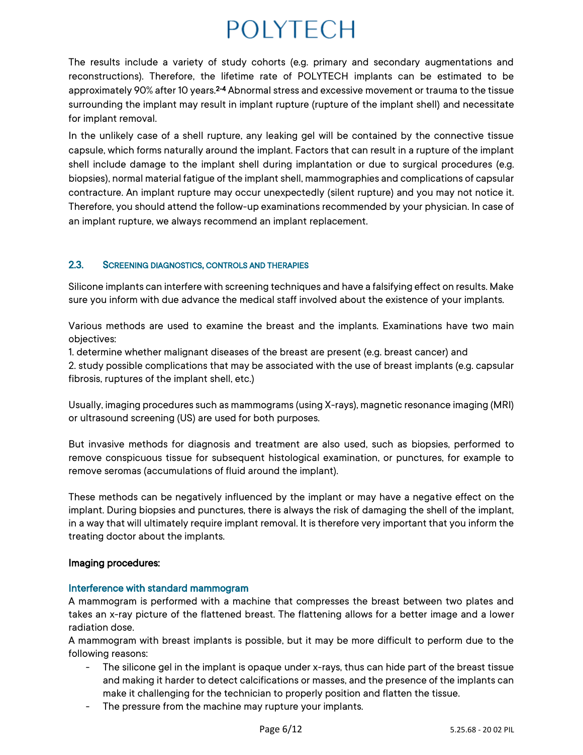The results include a variety of study cohorts (e.g. primary and secondary augmentations and reconstructions). Therefore, the lifetime rate of POLYTECH implants can be estimated to be approximately 90% after 10 years.[2–4] Abnormal stress and excessive movement or trauma to the tissue surrounding the implant may result in implant rupture (rupture of the implant shell) and necessitate for implant removal.

In the unlikely case of a shell rupture, any leaking gel will be contained by the connective tissue capsule, which forms naturally around the implant. Factors that can result in a rupture of the implant shell include damage to the implant shell during implantation or due to surgical procedures (e.g. biopsies), normal material fatigue of the implant shell, mammographies and complications of capsular contracture. An implant rupture may occur unexpectedly (silent rupture) and you may not notice it. Therefore, you should attend the follow-up examinations recommended by your physician. In case of an implant rupture, we always recommend an implant replacement.

## 2.3. Screening diagnostics, controls and therapies

Silicone implants can interfere with screening techniques and have a falsifying effect on results. Make sure you inform with due advance the medical staff involved about the existence of your implants.

Various methods are used to examine the breast and the implants. Examinations have two main objectives:

1. determine whether malignant diseases of the breast are present (e.g. breast cancer) and
2. study possible complications that may be associated with the use of breast implants (e.g. capsular fibrosis, ruptures of the implant shell, etc.)

Usually, imaging procedures such as mammograms (using X-rays), magnetic resonance imaging (MRI) or ultrasound screening (US) are used for both purposes.

But invasive methods for diagnosis and treatment are also used, such as biopsies, performed to remove conspicuous tissue for subsequent histological examination, or punctures, for example to remove seromas (accumulations of fluid around the implant).

These methods can be negatively influenced by the implant or may have a negative effect on the implant. During biopsies and punctures, there is always the risk of damaging the shell of the implant, in a way that will ultimately require implant removal. It is therefore very important that you inform the treating doctor about the implants.

**Imaging procedures:**

### Interference with standard mammogram

A mammogram is performed with a machine that compresses the breast between two plates and takes an x-ray picture of the flattened breast. The flattening allows for a better image and a lower radiation dose.

A mammogram with breast implants is possible, but it may be more difficult to perform due to the following reasons:

- The silicone gel in the implant is opaque under x-rays, thus can hide part of the breast tissue and making it harder to detect calcifications or masses, and the presence of the implants can make it challenging for the technician to properly position and flatten the tissue.
- The pressure from the machine may rupture your implants.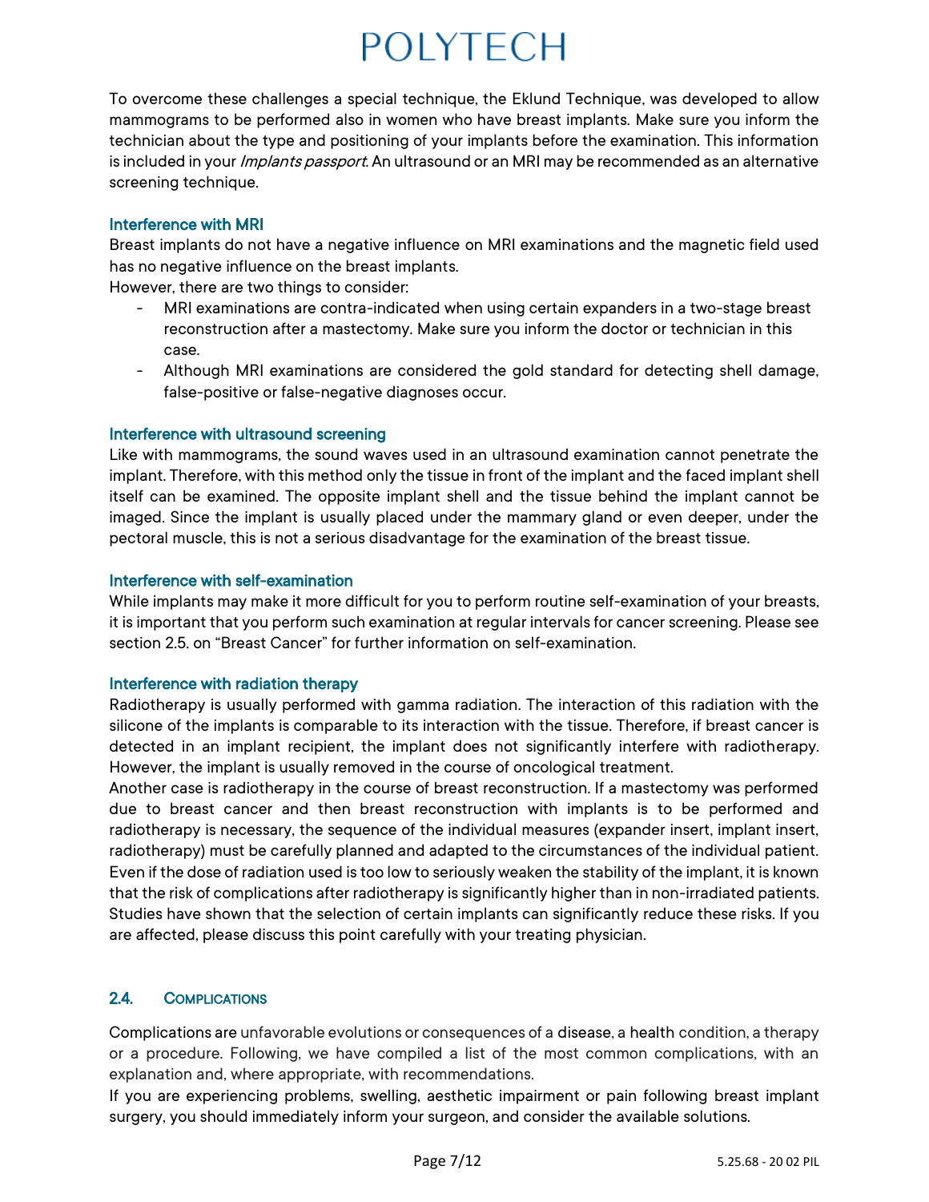To overcome these challenges a special technique, the Eklund Technique, was developed to allow mammograms to be performed also in women who have breast implants. Make sure you inform the technician about the type and positioning of your implants before the examination. This information is included in your *Implants passport*. An ultrasound or an MRI may be recommended as an alternative screening technique.

#### Interference with MRI

Breast implants do not have a negative influence on MRI examinations and the magnetic field used has no negative influence on the breast implants.
However, there are two things to consider:

- MRI examinations are contra-indicated when using certain expanders in a two-stage breast reconstruction after a mastectomy. Make sure you inform the doctor or technician in this case.
- Although MRI examinations are considered the gold standard for detecting shell damage, false-positive or false-negative diagnoses occur.

#### Interference with ultrasound screening

Like with mammograms, the sound waves used in an ultrasound examination cannot penetrate the implant. Therefore, with this method only the tissue in front of the implant and the faced implant shell itself can be examined. The opposite implant shell and the tissue behind the implant cannot be imaged. Since the implant is usually placed under the mammary gland or even deeper, under the pectoral muscle, this is not a serious disadvantage for the examination of the breast tissue.

#### Interference with self-examination

While implants may make it more difficult for you to perform routine self-examination of your breasts, it is important that you perform such examination at regular intervals for cancer screening. Please see section 2.5. on "Breast Cancer" for further information on self-examination.

#### Interference with radiation therapy

Radiotherapy is usually performed with gamma radiation. The interaction of this radiation with the silicone of the implants is comparable to its interaction with the tissue. Therefore, if breast cancer is detected in an implant recipient, the implant does not significantly interfere with radiotherapy. However, the implant is usually removed in the course of oncological treatment.
Another case is radiotherapy in the course of breast reconstruction. If a mastectomy was performed due to breast cancer and then breast reconstruction with implants is to be performed and radiotherapy is necessary, the sequence of the individual measures (expander insert, implant insert, radiotherapy) must be carefully planned and adapted to the circumstances of the individual patient. Even if the dose of radiation used is too low to seriously weaken the stability of the implant, it is known that the risk of complications after radiotherapy is significantly higher than in non-irradiated patients. Studies have shown that the selection of certain implants can significantly reduce these risks. If you are affected, please discuss this point carefully with your treating physician.

## 2.4. Complications

Complications are unfavorable evolutions or consequences of a disease, a health condition, a therapy or a procedure. Following, we have compiled a list of the most common complications, with an explanation and, where appropriate, with recommendations.
If you are experiencing problems, swelling, aesthetic impairment or pain following breast implant surgery, you should immediately inform your surgeon, and consider the available solutions.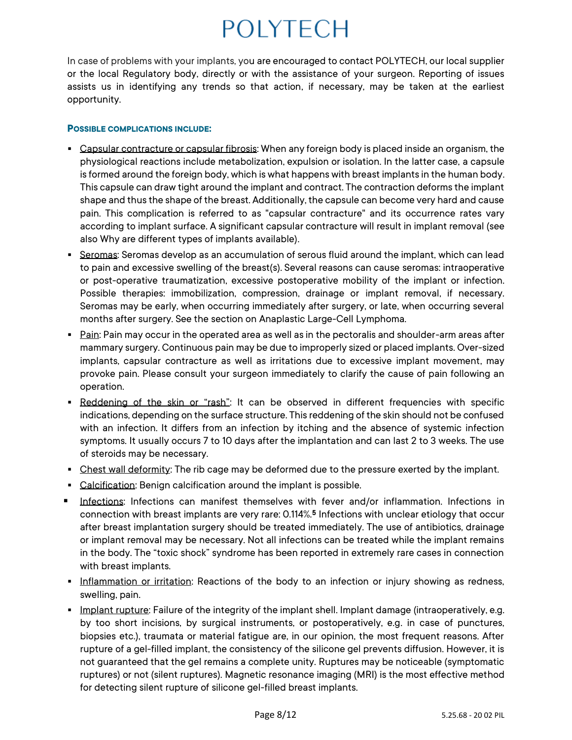In case of problems with your implants, you are encouraged to contact POLYTECH, our local supplier or the local Regulatory body, directly or with the assistance of your surgeon. Reporting of issues assists us in identifying any trends so that action, if necessary, may be taken at the earliest opportunity.

#### POSSIBLE COMPLICATIONS INCLUDE:

- Capsular contracture or capsular fibrosis: When any foreign body is placed inside an organism, the physiological reactions include metabolization, expulsion or isolation. In the latter case, a capsule is formed around the foreign body, which is what happens with breast implants in the human body. This capsule can draw tight around the implant and contract. The contraction deforms the implant shape and thus the shape of the breast. Additionally, the capsule can become very hard and cause pain. This complication is referred to as "capsular contracture" and its occurrence rates vary according to implant surface. A significant capsular contracture will result in implant removal (see also Why are different types of implants available).
- Seromas: Seromas develop as an accumulation of serous fluid around the implant, which can lead to pain and excessive swelling of the breast(s). Several reasons can cause seromas: intraoperative or post-operative traumatization, excessive postoperative mobility of the implant or infection. Possible therapies: immobilization, compression, drainage or implant removal, if necessary. Seromas may be early, when occurring immediately after surgery, or late, when occurring several months after surgery. See the section on Anaplastic Large-Cell Lymphoma.
- Pain: Pain may occur in the operated area as well as in the pectoralis and shoulder-arm areas after mammary surgery. Continuous pain may be due to improperly sized or placed implants. Over-sized implants, capsular contracture as well as irritations due to excessive implant movement, may provoke pain. Please consult your surgeon immediately to clarify the cause of pain following an operation.
- Reddening of the skin or "rash": It can be observed in different frequencies with specific indications, depending on the surface structure. This reddening of the skin should not be confused with an infection. It differs from an infection by itching and the absence of systemic infection symptoms. It usually occurs 7 to 10 days after the implantation and can last 2 to 3 weeks. The use of steroids may be necessary.
- Chest wall deformity: The rib cage may be deformed due to the pressure exerted by the implant.
- Calcification: Benign calcification around the implant is possible.
- Infections: Infections can manifest themselves with fever and/or inflammation. Infections in connection with breast implants are very rare: 0.114%.[5] Infections with unclear etiology that occur after breast implantation surgery should be treated immediately. The use of antibiotics, drainage or implant removal may be necessary. Not all infections can be treated while the implant remains in the body. The "toxic shock" syndrome has been reported in extremely rare cases in connection with breast implants.
- Inflammation or irritation: Reactions of the body to an infection or injury showing as redness, swelling, pain.
- Implant rupture: Failure of the integrity of the implant shell. Implant damage (intraoperatively, e.g. by too short incisions, by surgical instruments, or postoperatively, e.g. in case of punctures, biopsies etc.), traumata or material fatigue are, in our opinion, the most frequent reasons. After rupture of a gel-filled implant, the consistency of the silicone gel prevents diffusion. However, it is not guaranteed that the gel remains a complete unity. Ruptures may be noticeable (symptomatic ruptures) or not (silent ruptures). Magnetic resonance imaging (MRI) is the most effective method for detecting silent rupture of silicone gel-filled breast implants.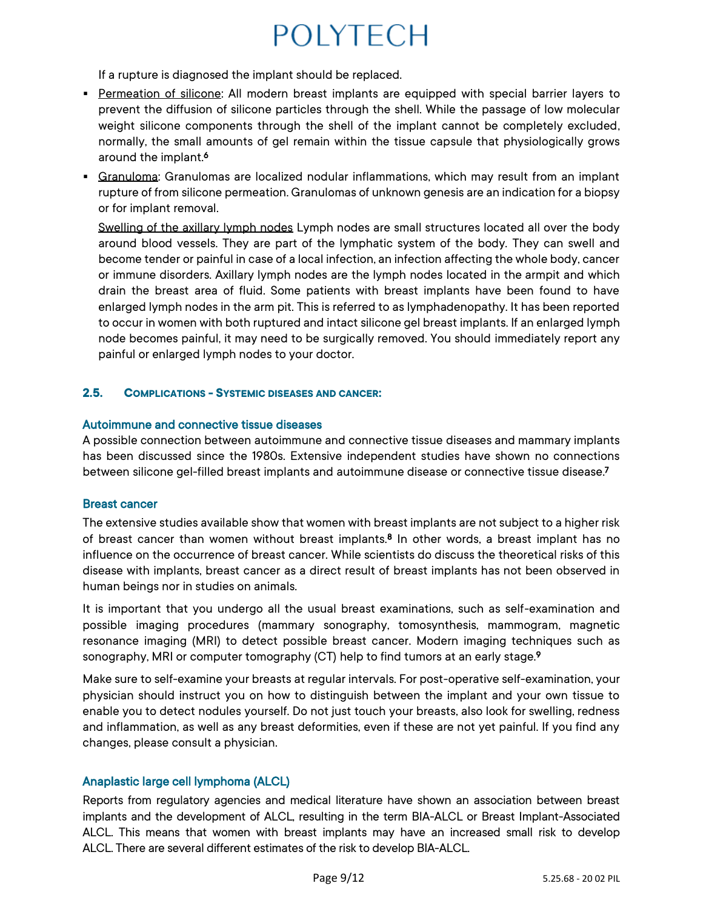If a rupture is diagnosed the implant should be replaced.

- Permeation of silicone: All modern breast implants are equipped with special barrier layers to prevent the diffusion of silicone particles through the shell. While the passage of low molecular weight silicone components through the shell of the implant cannot be completely excluded, normally, the small amounts of gel remain within the tissue capsule that physiologically grows around the implant.[6]
- Granuloma: Granulomas are localized nodular inflammations, which may result from an implant rupture of from silicone permeation. Granulomas of unknown genesis are an indication for a biopsy or for implant removal.

  Swelling of the axillary lymph nodes Lymph nodes are small structures located all over the body around blood vessels. They are part of the lymphatic system of the body. They can swell and become tender or painful in case of a local infection, an infection affecting the whole body, cancer or immune disorders. Axillary lymph nodes are the lymph nodes located in the armpit and which drain the breast area of fluid. Some patients with breast implants have been found to have enlarged lymph nodes in the arm pit. This is referred to as lymphadenopathy. It has been reported to occur in women with both ruptured and intact silicone gel breast implants. If an enlarged lymph node becomes painful, it may need to be surgically removed. You should immediately report any painful or enlarged lymph nodes to your doctor.

## 2.5. Complications - Systemic diseases and cancer:

### Autoimmune and connective tissue diseases

A possible connection between autoimmune and connective tissue diseases and mammary implants has been discussed since the 1980s. Extensive independent studies have shown no connections between silicone gel-filled breast implants and autoimmune disease or connective tissue disease.[7]

### Breast cancer

The extensive studies available show that women with breast implants are not subject to a higher risk of breast cancer than women without breast implants.[8] In other words, a breast implant has no influence on the occurrence of breast cancer. While scientists do discuss the theoretical risks of this disease with implants, breast cancer as a direct result of breast implants has not been observed in human beings nor in studies on animals.

It is important that you undergo all the usual breast examinations, such as self-examination and possible imaging procedures (mammary sonography, tomosynthesis, mammogram, magnetic resonance imaging (MRI) to detect possible breast cancer. Modern imaging techniques such as sonography, MRI or computer tomography (CT) help to find tumors at an early stage.[9]

Make sure to self-examine your breasts at regular intervals. For post-operative self-examination, your physician should instruct you on how to distinguish between the implant and your own tissue to enable you to detect nodules yourself. Do not just touch your breasts, also look for swelling, redness and inflammation, as well as any breast deformities, even if these are not yet painful. If you find any changes, please consult a physician.

### Anaplastic large cell lymphoma (ALCL)

Reports from regulatory agencies and medical literature have shown an association between breast implants and the development of ALCL, resulting in the term BIA-ALCL or Breast Implant-Associated ALCL. This means that women with breast implants may have an increased small risk to develop ALCL. There are several different estimates of the risk to develop BIA-ALCL.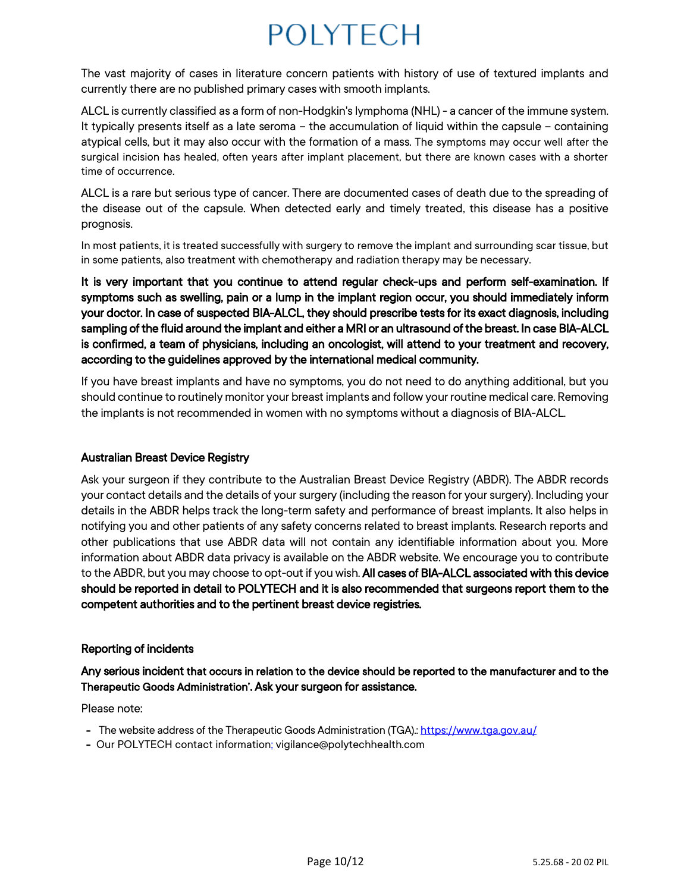The vast majority of cases in literature concern patients with history of use of textured implants and currently there are no published primary cases with smooth implants.

ALCL is currently classified as a form of non-Hodgkin's lymphoma (NHL) - a cancer of the immune system. It typically presents itself as a late seroma – the accumulation of liquid within the capsule – containing atypical cells, but it may also occur with the formation of a mass. The symptoms may occur well after the surgical incision has healed, often years after implant placement, but there are known cases with a shorter time of occurrence.

ALCL is a rare but serious type of cancer. There are documented cases of death due to the spreading of the disease out of the capsule. When detected early and timely treated, this disease has a positive prognosis.

In most patients, it is treated successfully with surgery to remove the implant and surrounding scar tissue, but in some patients, also treatment with chemotherapy and radiation therapy may be necessary.

**It is very important that you continue to attend regular check-ups and perform self-examination. If symptoms such as swelling, pain or a lump in the implant region occur, you should immediately inform your doctor. In case of suspected BIA-ALCL, they should prescribe tests for its exact diagnosis, including sampling of the fluid around the implant and either a MRI or an ultrasound of the breast. In case BIA-ALCL is confirmed, a team of physicians, including an oncologist, will attend to your treatment and recovery, according to the guidelines approved by the international medical community.**

If you have breast implants and have no symptoms, you do not need to do anything additional, but you should continue to routinely monitor your breast implants and follow your routine medical care. Removing the implants is not recommended in women with no symptoms without a diagnosis of BIA-ALCL.

## Australian Breast Device Registry

Ask your surgeon if they contribute to the Australian Breast Device Registry (ABDR). The ABDR records your contact details and the details of your surgery (including the reason for your surgery). Including your details in the ABDR helps track the long-term safety and performance of breast implants. It also helps in notifying you and other patients of any safety concerns related to breast implants. Research reports and other publications that use ABDR data will not contain any identifiable information about you. More information about ABDR data privacy is available on the ABDR website. We encourage you to contribute to the ABDR, but you may choose to opt-out if you wish. **All cases of BIA-ALCL associated with this device should be reported in detail to POLYTECH and it is also recommended that surgeons report them to the competent authorities and to the pertinent breast device registries.**

## Reporting of incidents

**Any serious incident that occurs in relation to the device should be reported to the manufacturer and to the Therapeutic Goods Administration'. Ask your surgeon for assistance.**

Please note:

- The website address of the Therapeutic Goods Administration (TGA).: https://www.tga.gov.au/
- Our POLYTECH contact information: vigilance@polytechhealth.com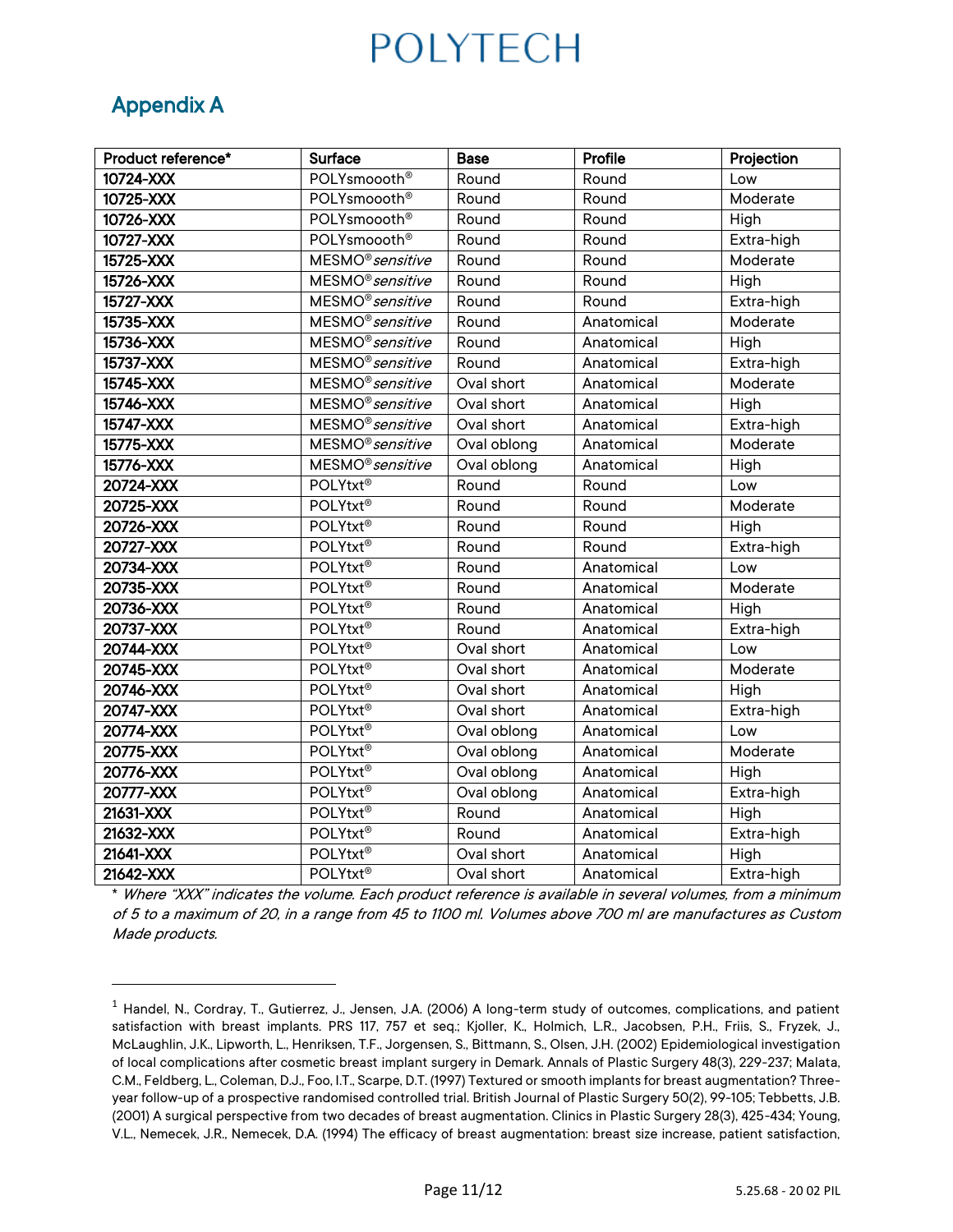## Appendix A

| Product reference* | Surface | Base | Profile | Projection |
|---|---|---|---|---|
| 10724-XXX | POLYsmoooth® | Round | Round | Low |
| 10725-XXX | POLYsmoooth® | Round | Round | Moderate |
| 10726-XXX | POLYsmoooth® | Round | Round | High |
| 10727-XXX | POLYsmoooth® | Round | Round | Extra-high |
| 15725-XXX | MESMO® *sensitive* | Round | Round | Moderate |
| 15726-XXX | MESMO® *sensitive* | Round | Round | High |
| 15727-XXX | MESMO® *sensitive* | Round | Round | Extra-high |
| 15735-XXX | MESMO® *sensitive* | Round | Anatomical | Moderate |
| 15736-XXX | MESMO® *sensitive* | Round | Anatomical | High |
| 15737-XXX | MESMO® *sensitive* | Round | Anatomical | Extra-high |
| 15745-XXX | MESMO® *sensitive* | Oval short | Anatomical | Moderate |
| 15746-XXX | MESMO® *sensitive* | Oval short | Anatomical | High |
| 15747-XXX | MESMO® *sensitive* | Oval short | Anatomical | Extra-high |
| 15775-XXX | MESMO® *sensitive* | Oval oblong | Anatomical | Moderate |
| 15776-XXX | MESMO® *sensitive* | Oval oblong | Anatomical | High |
| 20724-XXX | POLYtxt® | Round | Round | Low |
| 20725-XXX | POLYtxt® | Round | Round | Moderate |
| 20726-XXX | POLYtxt® | Round | Round | High |
| 20727-XXX | POLYtxt® | Round | Round | Extra-high |
| 20734-XXX | POLYtxt® | Round | Anatomical | Low |
| 20735-XXX | POLYtxt® | Round | Anatomical | Moderate |
| 20736-XXX | POLYtxt® | Round | Anatomical | High |
| 20737-XXX | POLYtxt® | Round | Anatomical | Extra-high |
| 20744-XXX | POLYtxt® | Oval short | Anatomical | Low |
| 20745-XXX | POLYtxt® | Oval short | Anatomical | Moderate |
| 20746-XXX | POLYtxt® | Oval short | Anatomical | High |
| 20747-XXX | POLYtxt® | Oval short | Anatomical | Extra-high |
| 20774-XXX | POLYtxt® | Oval oblong | Anatomical | Low |
| 20775-XXX | POLYtxt® | Oval oblong | Anatomical | Moderate |
| 20776-XXX | POLYtxt® | Oval oblong | Anatomical | High |
| 20777-XXX | POLYtxt® | Oval oblong | Anatomical | Extra-high |
| 21631-XXX | POLYtxt® | Round | Anatomical | High |
| 21632-XXX | POLYtxt® | Round | Anatomical | Extra-high |
| 21641-XXX | POLYtxt® | Oval short | Anatomical | High |
| 21642-XXX | POLYtxt® | Oval short | Anatomical | Extra-high |

\* *Where "XXX" indicates the volume. Each product reference is available in several volumes, from a minimum of 5 to a maximum of 20, in a range from 45 to 1100 ml. Volumes above 700 ml are manufactures as Custom Made products.*

---

[1] Handel, N., Cordray, T., Gutierrez, J., Jensen, J.A. (2006) A long-term study of outcomes, complications, and patient satisfaction with breast implants. PRS 117, 757 et seq.; Kjoller, K., Holmich, L.R., Jacobsen, P.H., Friis, S., Fryzek, J., McLaughlin, J.K., Lipworth, L., Henriksen, T.F., Jorgensen, S., Bittmann, S., Olsen, J.H. (2002) Epidemiological investigation of local complications after cosmetic breast implant surgery in Demark. Annals of Plastic Surgery 48(3), 229-237; Malata, C.M., Feldberg, L., Coleman, D.J., Foo, I.T., Scarpe, D.T. (1997) Textured or smooth implants for breast augmentation? Three-year follow-up of a prospective randomised controlled trial. British Journal of Plastic Surgery 50(2), 99-105; Tebbetts, J.B. (2001) A surgical perspective from two decades of breast augmentation. Clinics in Plastic Surgery 28(3), 425-434; Young, V.L., Nemecek, J.R., Nemecek, D.A. (1994) The efficacy of breast augmentation: breast size increase, patient satisfaction,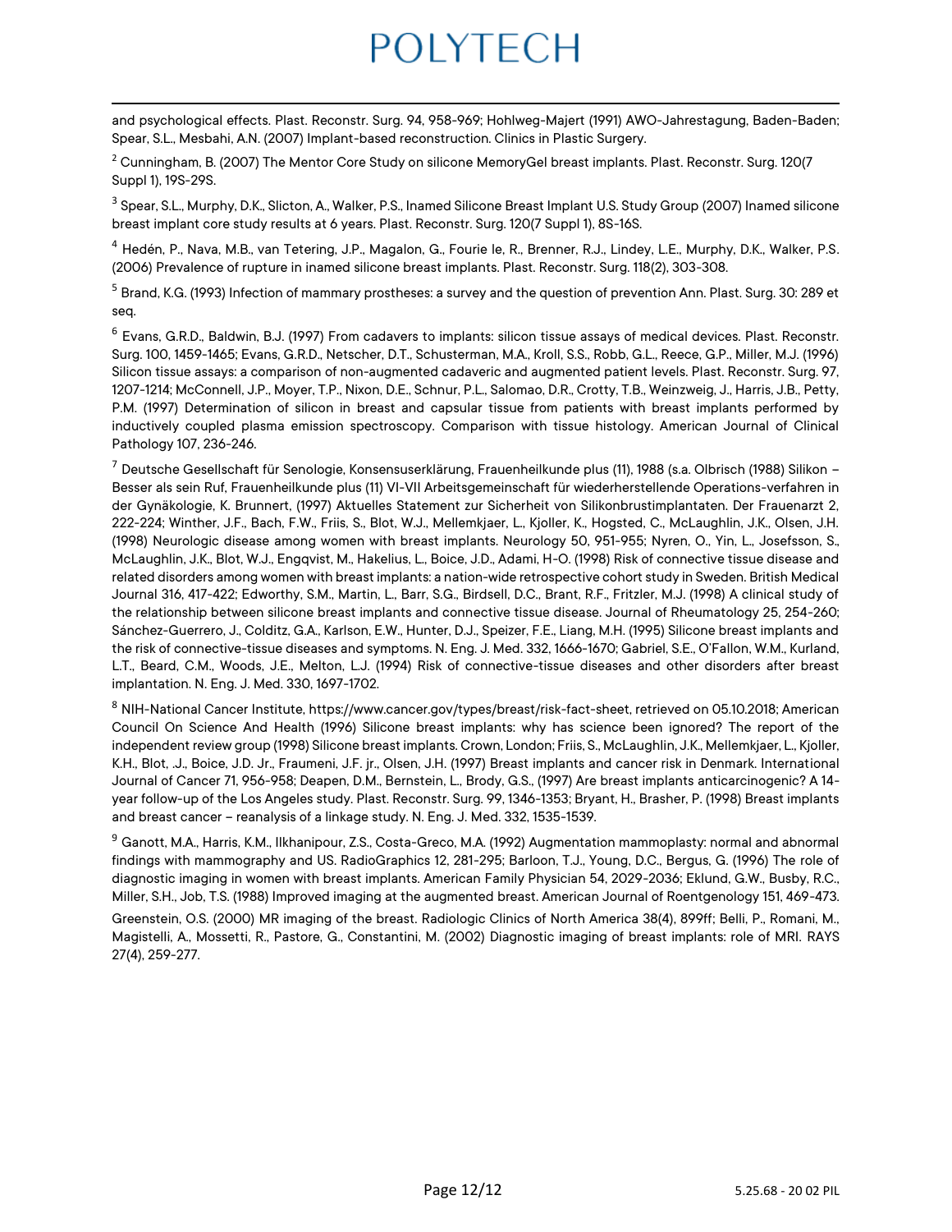and psychological effects. Plast. Reconstr. Surg. 94, 958-969; Hohlweg-Majert (1991) AWO-Jahrestagung, Baden-Baden; Spear, S.L., Mesbahi, A.N. (2007) Implant-based reconstruction. Clinics in Plastic Surgery.

[2] Cunningham, B. (2007) The Mentor Core Study on silicone MemoryGel breast implants. Plast. Reconstr. Surg. 120(7 Suppl 1), 19S-29S.

[3] Spear, S.L., Murphy, D.K., Slicton, A., Walker, P.S., Inamed Silicone Breast Implant U.S. Study Group (2007) Inamed silicone breast implant core study results at 6 years. Plast. Reconstr. Surg. 120(7 Suppl 1), 8S-16S.

[4] Hedén, P., Nava, M.B., van Tetering, J.P., Magalon, G., Fourie le, R., Brenner, R.J., Lindey, L.E., Murphy, D.K., Walker, P.S. (2006) Prevalence of rupture in inamed silicone breast implants. Plast. Reconstr. Surg. 118(2), 303-308.

[5] Brand, K.G. (1993) Infection of mammary prostheses: a survey and the question of prevention Ann. Plast. Surg. 30: 289 et seq.

[6] Evans, G.R.D., Baldwin, B.J. (1997) From cadavers to implants: silicon tissue assays of medical devices. Plast. Reconstr. Surg. 100, 1459-1465; Evans, G.R.D., Netscher, D.T., Schusterman, M.A., Kroll, S.S., Robb, G.L., Reece, G.P., Miller, M.J. (1996) Silicon tissue assays: a comparison of non-augmented cadaveric and augmented patient levels. Plast. Reconstr. Surg. 97, 1207-1214; McConnell, J.P., Moyer, T.P., Nixon, D.E., Schnur, P.L., Salomao, D.R., Crotty, T.B., Weinzweig, J., Harris, J.B., Petty, P.M. (1997) Determination of silicon in breast and capsular tissue from patients with breast implants performed by inductively coupled plasma emission spectroscopy. Comparison with tissue histology. American Journal of Clinical Pathology 107, 236-246.

[7] Deutsche Gesellschaft für Senologie, Konsensuserklärung, Frauenheilkunde plus (11), 1988 (s.a. Olbrisch (1988) Silikon – Besser als sein Ruf, Frauenheilkunde plus (11) VI-VII Arbeitsgemeinschaft für wiederherstellende Operations-verfahren in der Gynäkologie, K. Brunnert, (1997) Aktuelles Statement zur Sicherheit von Silikonbrustimplantaten. Der Frauenarzt 2, 222-224; Winther, J.F., Bach, F.W., Friis, S., Blot, W.J., Mellemkjaer, L., Kjoller, K., Hogsted, C., McLaughlin, J.K., Olsen, J.H. (1998) Neurologic disease among women with breast implants. Neurology 50, 951-955; Nyren, O., Yin, L., Josefsson, S., McLaughlin, J.K., Blot, W.J., Engqvist, M., Hakelius, L., Boice, J.D., Adami, H-O. (1998) Risk of connective tissue disease and related disorders among women with breast implants: a nation-wide retrospective cohort study in Sweden. British Medical Journal 316, 417-422; Edworthy, S.M., Martin, L., Barr, S.G., Birdsell, D.C., Brant, R.F., Fritzler, M.J. (1998) A clinical study of the relationship between silicone breast implants and connective tissue disease. Journal of Rheumatology 25, 254-260; Sánchez-Guerrero, J., Colditz, G.A., Karlson, E.W., Hunter, D.J., Speizer, F.E., Liang, M.H. (1995) Silicone breast implants and the risk of connective-tissue diseases and symptoms. N. Eng. J. Med. 332, 1666-1670; Gabriel, S.E., O'Fallon, W.M., Kurland, L.T., Beard, C.M., Woods, J.E., Melton, L.J. (1994) Risk of connective-tissue diseases and other disorders after breast implantation. N. Eng. J. Med. 330, 1697-1702.

[8] NIH-National Cancer Institute, https://www.cancer.gov/types/breast/risk-fact-sheet, retrieved on 05.10.2018; American Council On Science And Health (1996) Silicone breast implants: why has science been ignored? The report of the independent review group (1998) Silicone breast implants. Crown, London; Friis, S., McLaughlin, J.K., Mellemkjaer, L., Kjoller, K.H., Blot, .J., Boice, J.D. Jr., Fraumeni, J.F. jr., Olsen, J.H. (1997) Breast implants and cancer risk in Denmark. International Journal of Cancer 71, 956-958; Deapen, D.M., Bernstein, L., Brody, G.S., (1997) Are breast implants anticarcinogenic? A 14-year follow-up of the Los Angeles study. Plast. Reconstr. Surg. 99, 1346-1353; Bryant, H., Brasher, P. (1998) Breast implants and breast cancer – reanalysis of a linkage study. N. Eng. J. Med. 332, 1535-1539.

[9] Ganott, M.A., Harris, K.M., Ilkhanipour, Z.S., Costa-Greco, M.A. (1992) Augmentation mammoplasty: normal and abnormal findings with mammography and US. RadioGraphics 12, 281-295; Barloon, T.J., Young, D.C., Bergus, G. (1996) The role of diagnostic imaging in women with breast implants. American Family Physician 54, 2029-2036; Eklund, G.W., Busby, R.C., Miller, S.H., Job, T.S. (1988) Improved imaging at the augmented breast. American Journal of Roentgenology 151, 469-473.

Greenstein, O.S. (2000) MR imaging of the breast. Radiologic Clinics of North America 38(4), 899ff; Belli, P., Romani, M., Magistelli, A., Mossetti, R., Pastore, G., Constantini, M. (2002) Diagnostic imaging of breast implants: role of MRI. RAYS 27(4), 259-277.